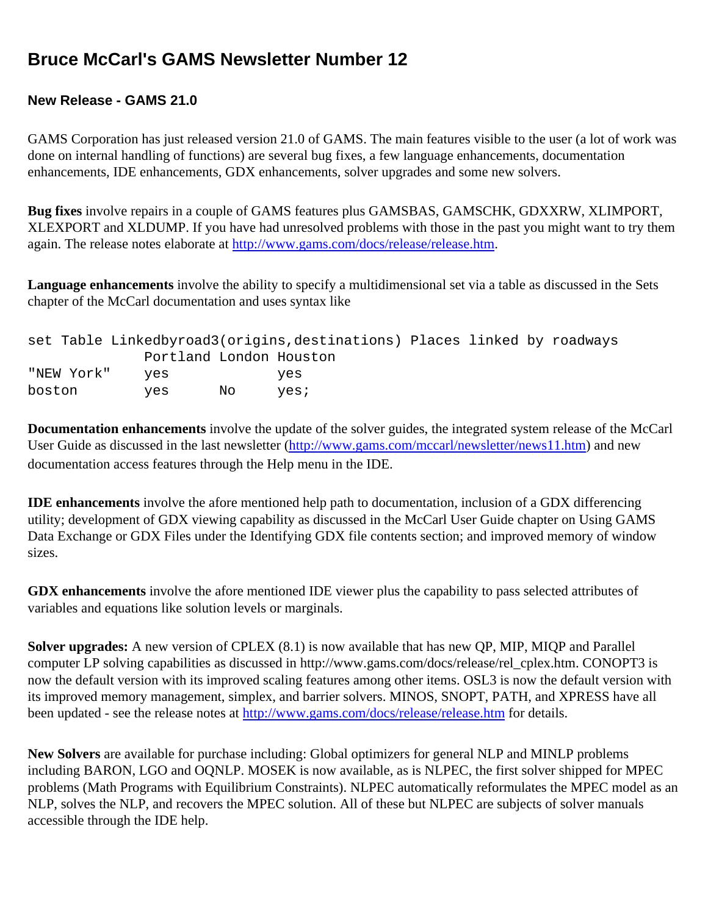# Bruce McCarl's GAMS Newsletter Number 12

## New Release - GAMS 21.0

GAMS Corporation has just released version 21.0 of GAMS. The main features visible to the user (a lot of work was done on internal handling of functions) are several bug fixes, a few language enhancements, documentation enhancements, IDE enhancements, GDX enhancements, solver upgrades and some new solvers.

**Bug fixes** involve repairs in a couple of GAMS features plus GAMSBAS, GAMSCHK, GDXXRW, XLIMPORT, XLEXPORT and XLDUMP. If you have had unresolved problems with those in the past you might want to try them again. The release notes elaborate at [http://www.gams.com/docs/release/release.htm](http://www.gams.com/docs/release/release.htm).

**Language enhancements** involve the ability to specify a multidimensional set via a table as discussed in the Sets chapter of the McCarl documentation and uses syntax like

```
set Table Linkedbyroad3(origins,destinations) Places linked by roadways
              Portland London Houston
"NEW York"    yes             yes
boston        yes      No     yes;
```

**Documentation enhancements** involve the update of the solver guides, the integrated system release of the McCarl User Guide as discussed in the last newsletter ([http://www.gams.com/mccarl/newsletter/news11.htm](http://www.gams.com/mccarl/newsletter/news11.htm)) and new documentation access features through the Help menu in the IDE.

**IDE enhancements** involve the afore mentioned help path to documentation, inclusion of a GDX differencing utility; development of GDX viewing capability as discussed in the McCarl User Guide chapter on Using GAMS Data Exchange or GDX Files under the Identifying GDX file contents section; and improved memory of window sizes.

**GDX enhancements** involve the afore mentioned IDE viewer plus the capability to pass selected attributes of variables and equations like solution levels or marginals.

**Solver upgrades:** A new version of CPLEX (8.1) is now available that has new QP, MIP, MIQP and Parallel computer LP solving capabilities as discussed in http://www.gams.com/docs/release/rel_cplex.htm. CONOPT3 is now the default version with its improved scaling features among other items. OSL3 is now the default version with its improved memory management, simplex, and barrier solvers. MINOS, SNOPT, PATH, and XPRESS have all been updated - see the release notes at [http://www.gams.com/docs/release/release.htm](http://www.gams.com/docs/release/release.htm) for details.

**New Solvers** are available for purchase including: Global optimizers for general NLP and MINLP problems including BARON, LGO and OQNLP. MOSEK is now available, as is NLPEC, the first solver shipped for MPEC problems (Math Programs with Equilibrium Constraints). NLPEC automatically reformulates the MPEC model as an NLP, solves the NLP, and recovers the MPEC solution. All of these but NLPEC are subjects of solver manuals accessible through the IDE help.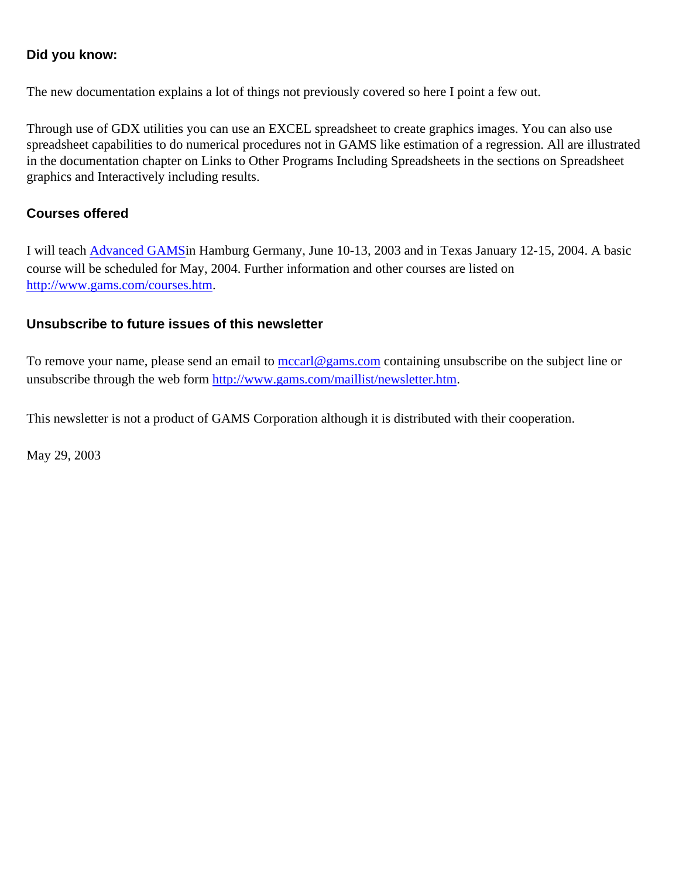## Did you know:

The new documentation explains a lot of things not previously covered so here I point a few out.

Through use of GDX utilities you can use an EXCEL spreadsheet to create graphics images. You can also use spreadsheet capabilities to do numerical procedures not in GAMS like estimation of a regression. All are illustrated in the documentation chapter on Links to Other Programs Including Spreadsheets in the sections on Spreadsheet graphics and Interactively including results.

## Courses offered

I will teach Advanced GAMSin Hamburg Germany, June 10-13, 2003 and in Texas January 12-15, 2004. A basic course will be scheduled for May, 2004. Further information and other courses are listed on http://www.gams.com/courses.htm.

## Unsubscribe to future issues of this newsletter

To remove your name, please send an email to mccarl@gams.com containing unsubscribe on the subject line or unsubscribe through the web form http://www.gams.com/maillist/newsletter.htm.

This newsletter is not a product of GAMS Corporation although it is distributed with their cooperation.

May 29, 2003